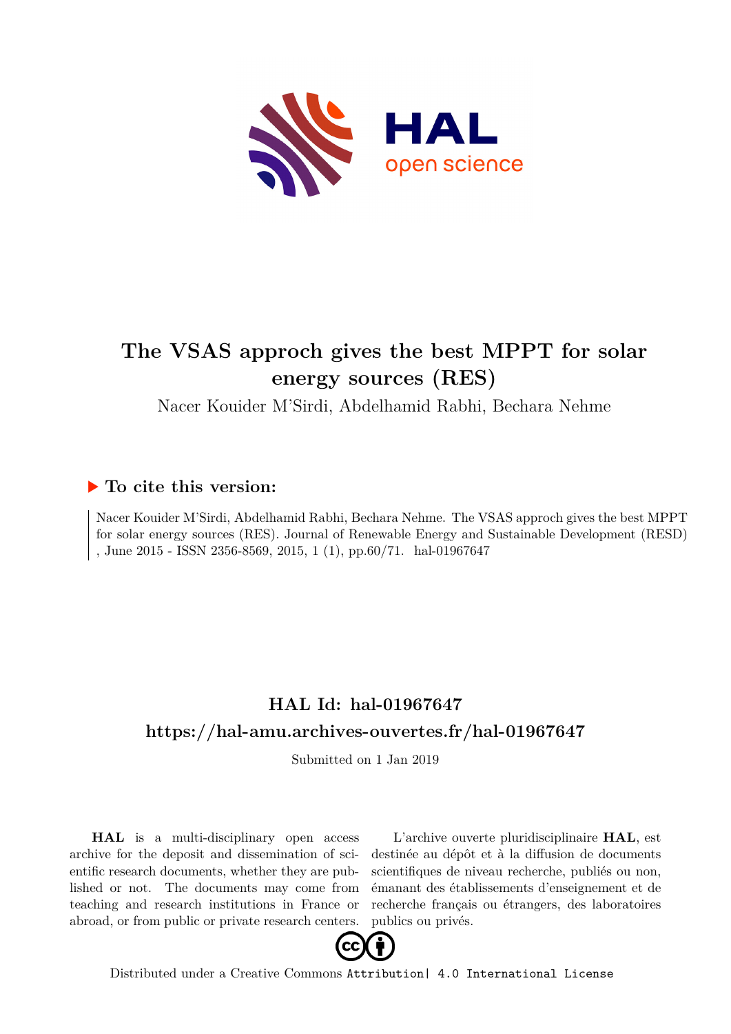# The VSAS approch gives the best MPPT for solar energy sources (RES)

Nacer Kouider M'Sirdi, Abdelhamid Rabhi, Bechara Nehme

## ▶ To cite this version:

Nacer Kouider M'Sirdi, Abdelhamid Rabhi, Bechara Nehme. The VSAS approch gives the best MPPT for solar energy sources (RES). Journal of Renewable Energy and Sustainable Development (RESD) , June 2015 - ISSN 2356-8569, 2015, 1 (1), pp.60/71. hal-01967647

## HAL Id: hal-01967647

## https://hal-amu.archives-ouvertes.fr/hal-01967647

Submitted on 1 Jan 2019

**HAL** is a multi-disciplinary open access archive for the deposit and dissemination of scientific research documents, whether they are published or not. The documents may come from teaching and research institutions in France or abroad, or from public or private research centers.

L'archive ouverte pluridisciplinaire **HAL**, est destinée au dépôt et à la diffusion de documents scientifiques de niveau recherche, publiés ou non, émanant des établissements d'enseignement et de recherche français ou étrangers, des laboratoires publics ou privés.

Distributed under a Creative Commons Attribution| 4.0 International License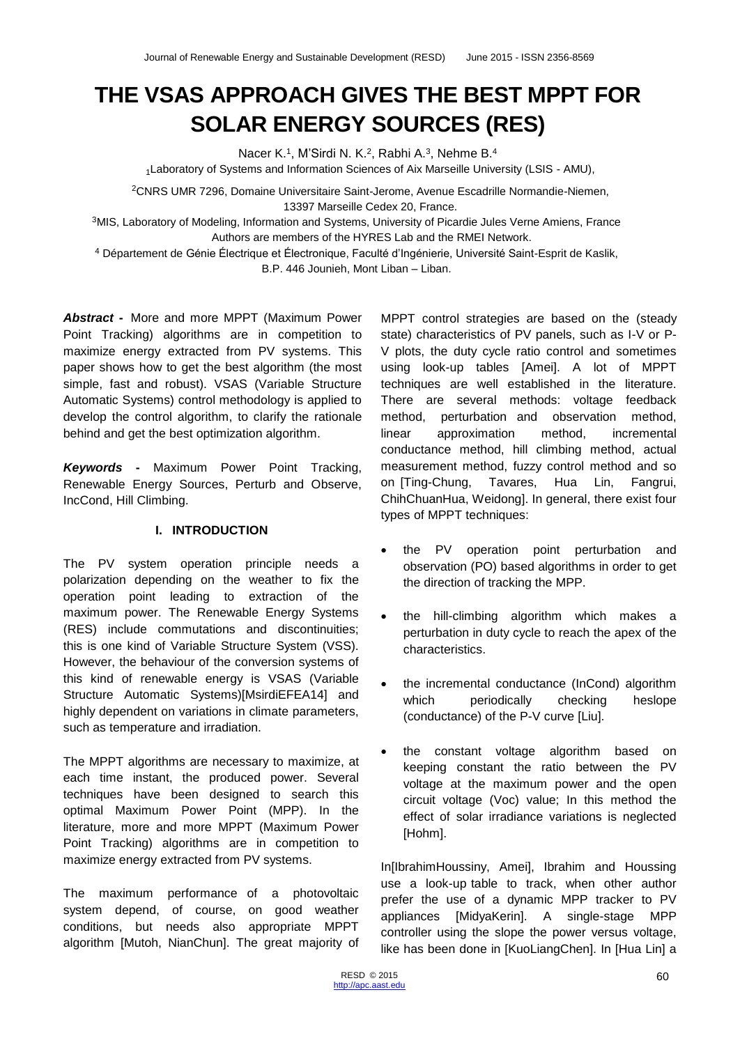# THE VSAS APPROACH GIVES THE BEST MPPT FOR SOLAR ENERGY SOURCES (RES)

Nacer K.[1], M'Sirdi N. K.[2], Rabhi A.[3], Nehme B.[4]

[1]Laboratory of Systems and Information Sciences of Aix Marseille University (LSIS - AMU),

[2]CNRS UMR 7296, Domaine Universitaire Saint-Jerome, Avenue Escadrille Normandie-Niemen, 13397 Marseille Cedex 20, France.

[3]MIS, Laboratory of Modeling, Information and Systems, University of Picardie Jules Verne Amiens, France Authors are members of the HYRES Lab and the RMEI Network.

[4] Département de Génie Électrique et Électronique, Faculté d'Ingénierie, Université Saint-Esprit de Kaslik, B.P. 446 Jounieh, Mont Liban – Liban.

***Abstract -*** More and more MPPT (Maximum Power Point Tracking) algorithms are in competition to maximize energy extracted from PV systems. This paper shows how to get the best algorithm (the most simple, fast and robust). VSAS (Variable Structure Automatic Systems) control methodology is applied to develop the control algorithm, to clarify the rationale behind and get the best optimization algorithm.

***Keywords -*** Maximum Power Point Tracking, Renewable Energy Sources, Perturb and Observe, IncCond, Hill Climbing.

## I. INTRODUCTION

The PV system operation principle needs a polarization depending on the weather to fix the operation point leading to extraction of the maximum power. The Renewable Energy Systems (RES) include commutations and discontinuities; this is one kind of Variable Structure System (VSS). However, the behaviour of the conversion systems of this kind of renewable energy is VSAS (Variable Structure Automatic Systems)[MsirdiEFEA14] and highly dependent on variations in climate parameters, such as temperature and irradiation.

The MPPT algorithms are necessary to maximize, at each time instant, the produced power. Several techniques have been designed to search this optimal Maximum Power Point (MPP). In the literature, more and more MPPT (Maximum Power Point Tracking) algorithms are in competition to maximize energy extracted from PV systems.

The maximum performance of a photovoltaic system depend, of course, on good weather conditions, but needs also appropriate MPPT algorithm [Mutoh, NianChun]. The great majority of MPPT control strategies are based on the (steady state) characteristics of PV panels, such as I-V or P-V plots, the duty cycle ratio control and sometimes using look-up tables [Amei]. A lot of MPPT techniques are well established in the literature. There are several methods: voltage feedback method, perturbation and observation method, linear approximation method, incremental conductance method, hill climbing method, actual measurement method, fuzzy control method and so on [Ting-Chung, Tavares, Hua Lin, Fangrui, ChihChuanHua, Weidong]. In general, there exist four types of MPPT techniques:

- the PV operation point perturbation and observation (PO) based algorithms in order to get the direction of tracking the MPP.
- the hill-climbing algorithm which makes a perturbation in duty cycle to reach the apex of the characteristics.
- the incremental conductance (InCond) algorithm which periodically checking heslope (conductance) of the P-V curve [Liu].
- the constant voltage algorithm based on keeping constant the ratio between the PV voltage at the maximum power and the open circuit voltage (Voc) value; In this method the effect of solar irradiance variations is neglected [Hohm].

In[IbrahimHoussiny, Amei], Ibrahim and Houssing use a look-up table to track, when other author prefer the use of a dynamic MPP tracker to PV appliances [MidyaKerin]. A single-stage MPP controller using the slope the power versus voltage, like has been done in [KuoLiangChen]. In [Hua Lin] a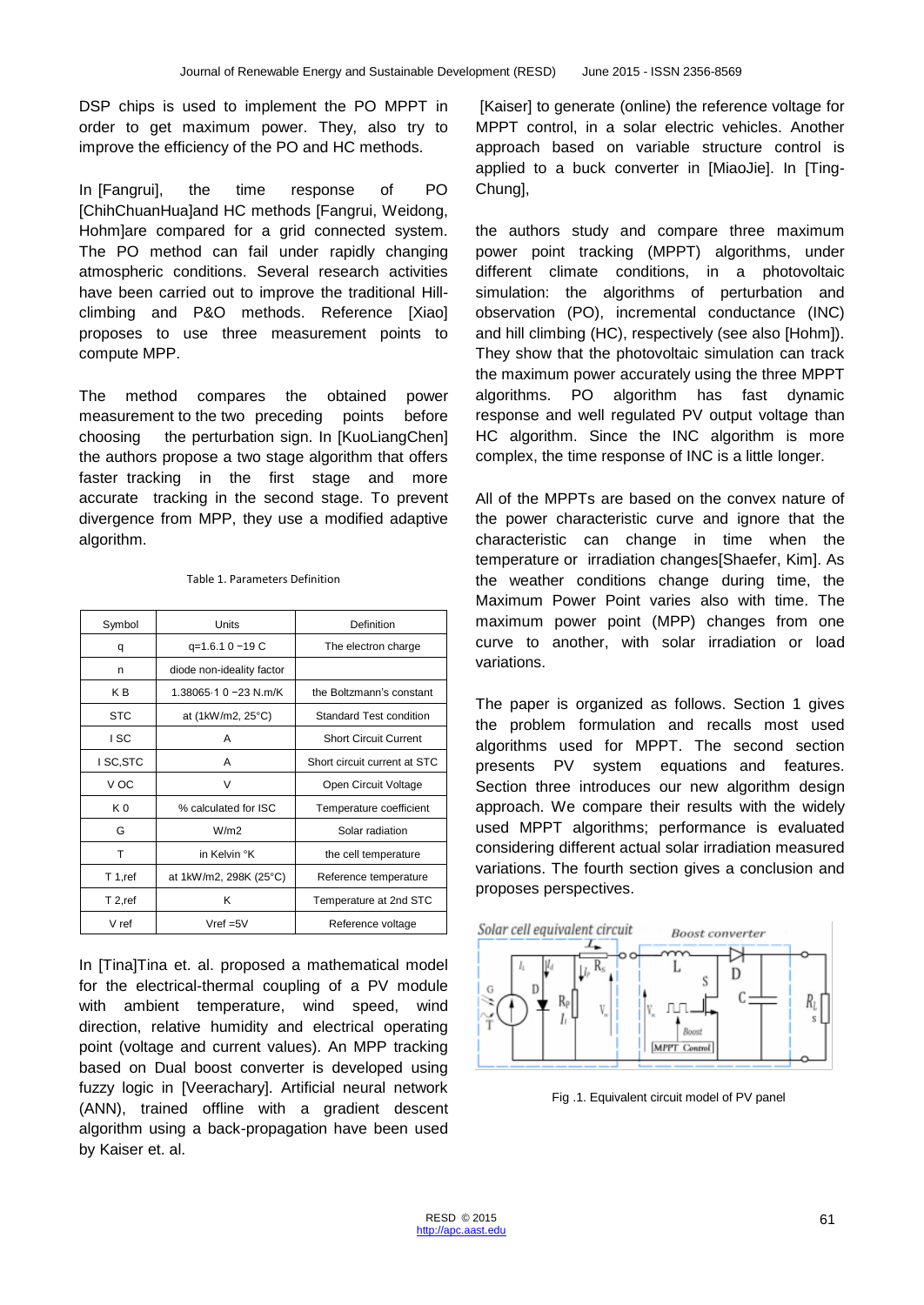DSP chips is used to implement the PO MPPT in order to get maximum power. They, also try to improve the efficiency of the PO and HC methods.

In [Fangrui], the time response of PO [ChihChuanHua]and HC methods [Fangrui, Weidong, Hohm]are compared for a grid connected system. The PO method can fail under rapidly changing atmospheric conditions. Several research activities have been carried out to improve the traditional Hill-climbing and P&O methods. Reference [Xiao] proposes to use three measurement points to compute MPP.

The method compares the obtained power measurement to the two preceding points before choosing the perturbation sign. In [KuoLiangChen] the authors propose a two stage algorithm that offers faster tracking in the first stage and more accurate tracking in the second stage. To prevent divergence from MPP, they use a modified adaptive algorithm.

Table 1. Parameters Definition

| Symbol | Units | Definition |
|---|---|---|
| q | q=1.6.1 0 −19 C | The electron charge |
| n | diode non-ideality factor | |
| K B | 1.38065·1 0 −23 N.m/K | the Boltzmann's constant |
| STC | at (1kW/m2, 25°C) | Standard Test condition |
| I SC | A | Short Circuit Current |
| I SC,STC | A | Short circuit current at STC |
| V OC | V | Open Circuit Voltage |
| K 0 | % calculated for ISC | Temperature coefficient |
| G | W/m2 | Solar radiation |
| T | in Kelvin °K | the cell temperature |
| T 1,ref | at 1kW/m2, 298K (25°C) | Reference temperature |
| T 2,ref | K | Temperature at 2nd STC |
| V ref | Vref =5V | Reference voltage |

In [Tina]Tina et. al. proposed a mathematical model for the electrical-thermal coupling of a PV module with ambient temperature, wind speed, wind direction, relative humidity and electrical operating point (voltage and current values). An MPP tracking based on Dual boost converter is developed using fuzzy logic in [Veerachary]. Artificial neural network (ANN), trained offline with a gradient descent algorithm using a back-propagation have been used by Kaiser et. al.

[Kaiser] to generate (online) the reference voltage for MPPT control, in a solar electric vehicles. Another approach based on variable structure control is applied to a buck converter in [MiaoJie]. In [Ting-Chung],

the authors study and compare three maximum power point tracking (MPPT) algorithms, under different climate conditions, in a photovoltaic simulation: the algorithms of perturbation and observation (PO), incremental conductance (INC) and hill climbing (HC), respectively (see also [Hohm]). They show that the photovoltaic simulation can track the maximum power accurately using the three MPPT algorithms. PO algorithm has fast dynamic response and well regulated PV output voltage than HC algorithm. Since the INC algorithm is more complex, the time response of INC is a little longer.

All of the MPPTs are based on the convex nature of the power characteristic curve and ignore that the characteristic can change in time when the temperature or irradiation changes[Shaefer, Kim]. As the weather conditions change during time, the Maximum Power Point varies also with time. The maximum power point (MPP) changes from one curve to another, with solar irradiation or load variations.

The paper is organized as follows. Section 1 gives the problem formulation and recalls most used algorithms used for MPPT. The second section presents PV system equations and features. Section three introduces our new algorithm design approach. We compare their results with the widely used MPPT algorithms; performance is evaluated considering different actual solar irradiation measured variations. The fourth section gives a conclusion and proposes perspectives.

Fig .1. Equivalent circuit model of PV panel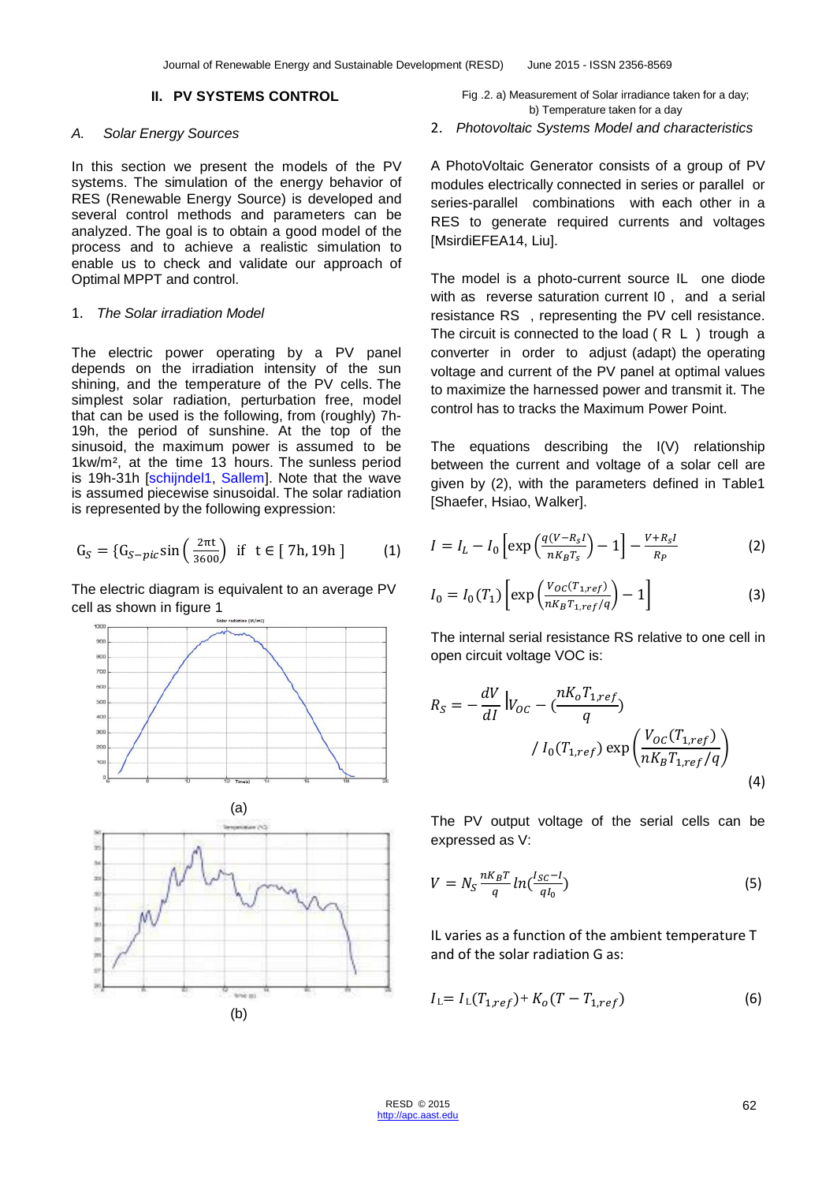## II. PV SYSTEMS CONTROL

### A. Solar Energy Sources

In this section we present the models of the PV systems. The simulation of the energy behavior of RES (Renewable Energy Source) is developed and several control methods and parameters can be analyzed. The goal is to obtain a good model of the process and to achieve a realistic simulation to enable us to check and validate our approach of Optimal MPPT and control.

#### 1. *The Solar irradiation Model*

The electric power operating by a PV panel depends on the irradiation intensity of the sun shining, and the temperature of the PV cells. The simplest solar radiation, perturbation free, model that can be used is the following, from (roughly) 7h-19h, the period of sunshine. At the top of the sinusoid, the maximum power is assumed to be 1kw/m², at the time 13 hours. The sunless period is 19h-31h [schijndel1, Sallem]. Note that the wave is assumed piecewise sinusoidal. The solar radiation is represented by the following expression:

$$G_S = \{G_{S-pic}\sin\left(\frac{2\pi t}{3600}\right) \text{ if } t \in [\,7h, 19h\,] \qquad (1)$$

The electric diagram is equivalent to an average PV cell as shown in figure 1

(a)

(b)

Fig .2. a) Measurement of Solar irradiance taken for a day; b) Temperature taken for a day

#### 2. *Photovoltaic Systems Model and characteristics*

A PhotoVoltaic Generator consists of a group of PV modules electrically connected in series or parallel or series-parallel combinations with each other in a RES to generate required currents and voltages [MsirdiEFEA14, Liu].

The model is a photo-current source IL one diode with as reverse saturation current I0 , and a serial resistance RS , representing the PV cell resistance. The circuit is connected to the load ( R L ) trough a converter in order to adjust (adapt) the operating voltage and current of the PV panel at optimal values to maximize the harnessed power and transmit it. The control has to tracks the Maximum Power Point.

The equations describing the I(V) relationship between the current and voltage of a solar cell are given by (2), with the parameters defined in Table1 [Shaefer, Hsiao, Walker].

$$I = I_L - I_0\left[\exp\left(\frac{q(V-R_sI)}{nK_BT_s}\right) - 1\right] - \frac{V+R_sI}{R_P} \qquad (2)$$

$$I_0 = I_0(T_1)\left[\exp\left(\frac{V_{OC}(T_{1,ref})}{nK_BT_{1,ref}/q}\right) - 1\right] \qquad (3)$$

The internal serial resistance RS relative to one cell in open circuit voltage VOC is:

$$R_S = -\frac{dV}{dI}\Big|V_{OC} - \left(\frac{nK_oT_{1,ref}}{q}\right) \Big/ I_0(T_{1,ref})\exp\left(\frac{V_{OC}(T_{1,ref})}{nK_BT_{1,ref}/q}\right) \qquad (4)$$

The PV output voltage of the serial cells can be expressed as V:

$$V = N_S\frac{nK_BT}{q}\ln\left(\frac{I_{SC}-I}{qI_0}\right) \qquad (5)$$

IL varies as a function of the ambient temperature T and of the solar radiation G as:

$$I_L = I_L(T_{1,ref}) + K_o(T - T_{1,ref}) \qquad (6)$$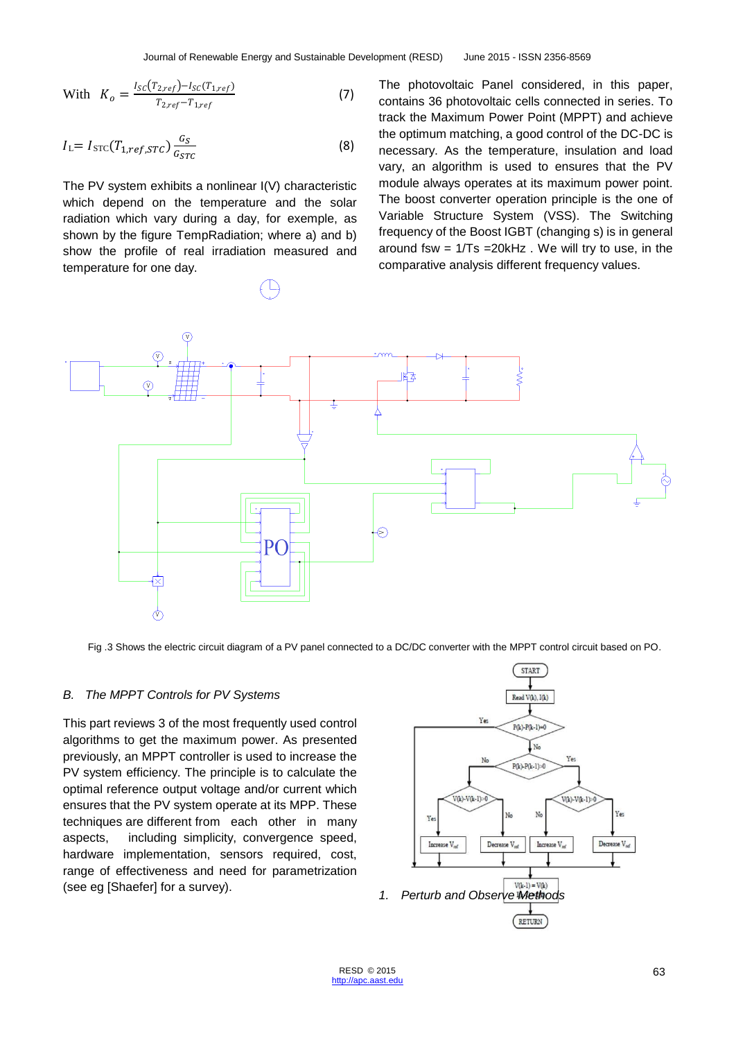With $K_o = \frac{I_{SC}(T_{2,ref}) - I_{SC}(T_{1,ref})}{T_{2,ref} - T_{1,ref}}$ (7)

$$I_L = I_{STC}(T_{1,ref,STC}) \frac{G_S}{G_{STC}} \quad (8)$$

The PV system exhibits a nonlinear I(V) characteristic which depend on the temperature and the solar radiation which vary during a day, for exemple, as shown by the figure TempRadiation; where a) and b) show the profile of real irradiation measured and temperature for one day.

The photovoltaic Panel considered, in this paper, contains 36 photovoltaic cells connected in series. To track the Maximum Power Point (MPPT) and achieve the optimum matching, a good control of the DC-DC is necessary. As the temperature, insulation and load vary, an algorithm is used to ensures that the PV module always operates at its maximum power point. The boost converter operation principle is the one of Variable Structure System (VSS). The Switching frequency of the Boost IGBT (changing s) is in general around fsw = 1/Ts =20kHz . We will try to use, in the comparative analysis different frequency values.

Fig .3 Shows the electric circuit diagram of a PV panel connected to a DC/DC converter with the MPPT control circuit based on PO.

## B. The MPPT Controls for PV Systems

This part reviews 3 of the most frequently used control algorithms to get the maximum power. As presented previously, an MPPT controller is used to increase the PV system efficiency. The principle is to calculate the optimal reference output voltage and/or current which ensures that the PV system operate at its MPP. These techniques are different from each other in many aspects, including simplicity, convergence speed, hardware implementation, sensors required, cost, range of effectiveness and need for parametrization (see eg [Shaefer] for a survey).

1. *Perturb and Observe Methods*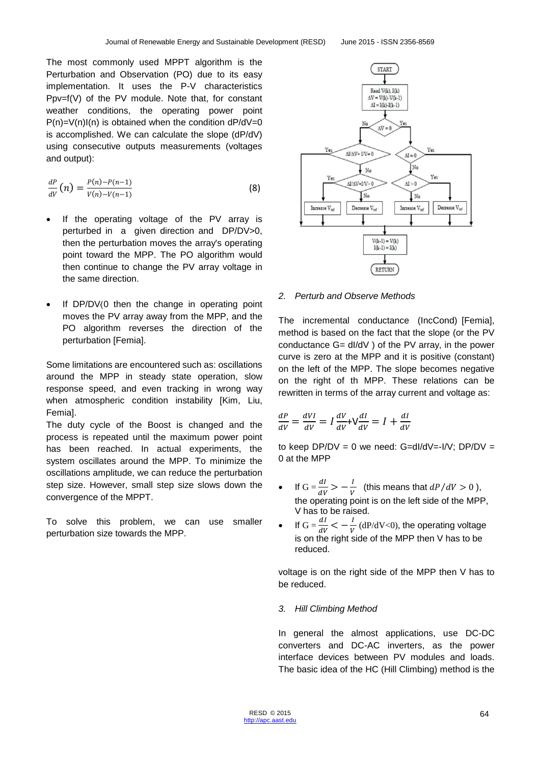The most commonly used MPPT algorithm is the Perturbation and Observation (PO) due to its easy implementation. It uses the P-V characteristics Ppv=f(V) of the PV module. Note that, for constant weather conditions, the operating power point P(n)=V(n)I(n) is obtained when the condition dP/dV=0 is accomplished. We can calculate the slope (dP/dV) using consecutive outputs measurements (voltages and output):

$$\frac{dP}{dV}(n) = \frac{P(n)-P(n-1)}{V(n)-V(n-1)} \tag{8}$$

- If the operating voltage of the PV array is perturbed in a given direction and DP/DV>0, then the perturbation moves the array's operating point toward the MPP. The PO algorithm would then continue to change the PV array voltage in the same direction.

- If DP/DV(0 then the change in operating point moves the PV array away from the MPP, and the PO algorithm reverses the direction of the perturbation [Femia].

Some limitations are encountered such as: oscillations around the MPP in steady state operation, slow response speed, and even tracking in wrong way when atmospheric condition instability [Kim, Liu, Femia].

The duty cycle of the Boost is changed and the process is repeated until the maximum power point has been reached. In actual experiments, the system oscillates around the MPP. To minimize the oscillations amplitude, we can reduce the perturbation step size. However, small step size slows down the convergence of the MPPT.

To solve this problem, we can use smaller perturbation size towards the MPP.

*2. Perturb and Observe Methods*

The incremental conductance (IncCond) [Femia], method is based on the fact that the slope (or the PV conductance G= dI/dV ) of the PV array, in the power curve is zero at the MPP and it is positive (constant) on the left of the MPP. The slope becomes negative on the right of th MPP. These relations can be rewritten in terms of the array current and voltage as:

$$\frac{dP}{dV} = \frac{dVI}{dV} = I\frac{dV}{dV} + V\frac{dI}{dV} = I + \frac{dI}{dV}$$

to keep DP/DV = 0 we need: G=dI/dV=-I/V; DP/DV = 0 at the MPP

- If $G = \frac{dI}{dV} > -\frac{I}{V}$ (this means that $dP/dV > 0$ ), the operating point is on the left side of the MPP, V has to be raised.
- If $G = \frac{dI}{dV} < -\frac{I}{V}$ (dP/dV<0), the operating voltage is on the right side of the MPP then V has to be reduced.

voltage is on the right side of the MPP then V has to be reduced.

*3. Hill Climbing Method*

In general the almost applications, use DC-DC converters and DC-AC inverters, as the power interface devices between PV modules and loads. The basic idea of the HC (Hill Climbing) method is the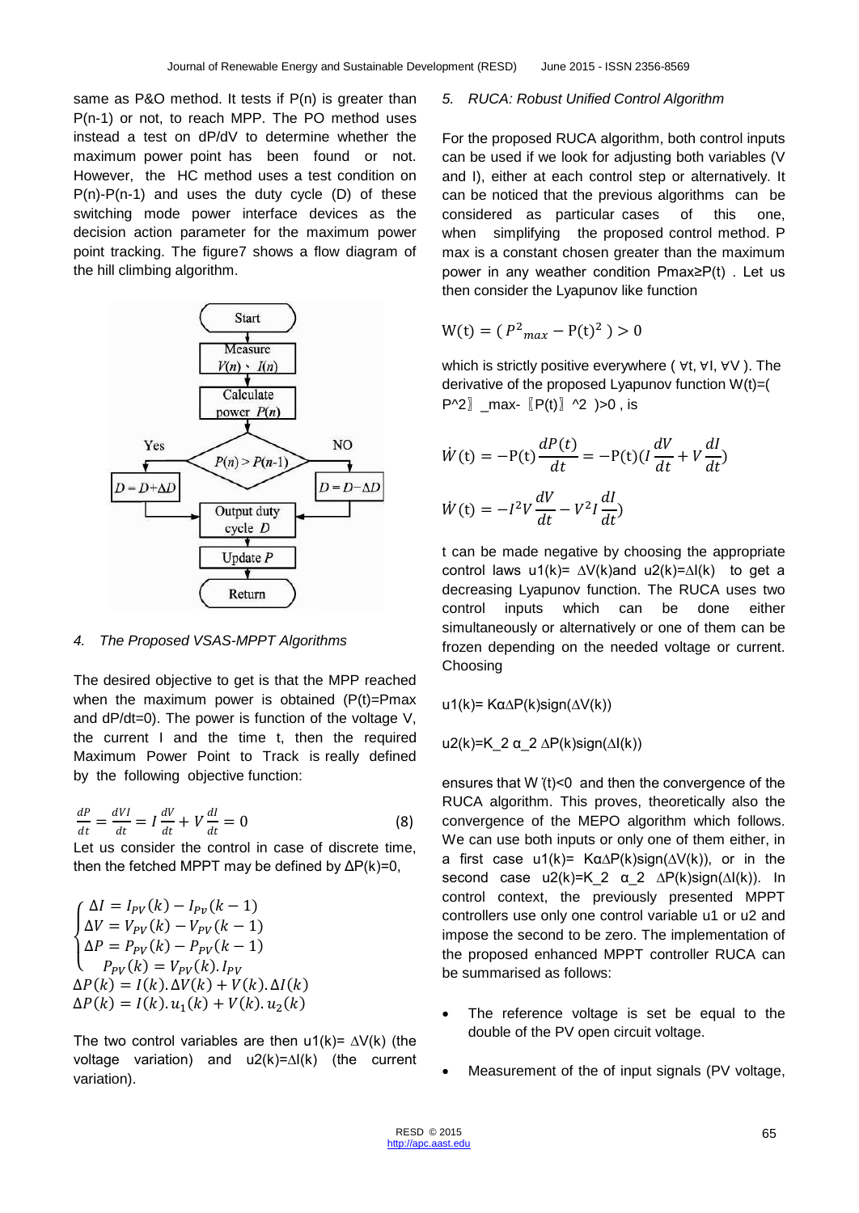same as P&O method. It tests if P(n) is greater than P(n-1) or not, to reach MPP. The PO method uses instead a test on dP/dV to determine whether the maximum power point has been found or not. However, the HC method uses a test condition on P(n)-P(n-1) and uses the duty cycle (D) of these switching mode power interface devices as the decision action parameter for the maximum power point tracking. The figure7 shows a flow diagram of the hill climbing algorithm.

Start → Measure $V(n)$, $I(n)$ → Calculate power $P(n)$ → $P(n) > P(n\text{-}1)$ — Yes: $D = D + \Delta D$; NO: $D = D - \Delta D$ → Output duty cycle $D$ → Update $P$ → Return

*4. The Proposed VSAS-MPPT Algorithms*

The desired objective to get is that the MPP reached when the maximum power is obtained (P(t)=Pmax and dP/dt=0). The power is function of the voltage V, the current I and the time t, then the required Maximum Power Point to Track is really defined by the following objective function:

$$\frac{dP}{dt} = \frac{dVI}{dt} = I\frac{dV}{dt} + V\frac{dI}{dt} = 0 \quad (8)$$

Let us consider the control in case of discrete time, then the fetched MPPT may be defined by ΔP(k)=0,

$$\begin{cases} \Delta I = I_{PV}(k) - I_{Pv}(k-1) \\ \Delta V = V_{PV}(k) - V_{PV}(k-1) \\ \Delta P = P_{PV}(k) - P_{PV}(k-1) \\ \quad P_{PV}(k) = V_{PV}(k).I_{PV} \end{cases}$$
$$\Delta P(k) = I(k).\Delta V(k) + V(k).\Delta I(k)$$
$$\Delta P(k) = I(k).u_1(k) + V(k).u_2(k)$$

The two control variables are then u1(k)= ΔV(k) (the voltage variation) and u2(k)=ΔI(k) (the current variation).

*5. RUCA: Robust Unified Control Algorithm*

For the proposed RUCA algorithm, both control inputs can be used if we look for adjusting both variables (V and I), either at each control step or alternatively. It can be noticed that the previous algorithms can be considered as particular cases of this one, when simplifying the proposed control method. P max is a constant chosen greater than the maximum power in any weather condition Pmax≥P(t) . Let us then consider the Lyapunov like function

$$\mathrm{W(t)} = (P^2{}_{max} - \mathrm{P(t)}^2) > 0$$

which is strictly positive everywhere ( ∀t, ∀I, ∀V ). The derivative of the proposed Lyapunov function W(t)=( P^2〗_max- 〖P(t)〗^2 )>0 , is

$$\dot{W}(\mathrm{t}) = -\mathrm{P(t)}\frac{dP(t)}{dt} = -\mathrm{P(t)}(I\frac{dV}{dt} + V\frac{dI}{dt})$$

$$\dot{W}(\mathrm{t}) = -I^2V\frac{dV}{dt} - V^2I\frac{dI}{dt})$$

t can be made negative by choosing the appropriate control laws u1(k)= ΔV(k)and u2(k)=ΔI(k) to get a decreasing Lyapunov function. The RUCA uses two control inputs which can be done either simultaneously or alternatively or one of them can be frozen depending on the needed voltage or current. Choosing

u1(k)= KαΔP(k)sign(ΔV(k))

u2(k)=K_2 α_2 ΔP(k)sign(ΔI(k))

ensures that W ̇(t)<0 and then the convergence of the RUCA algorithm. This proves, theoretically also the convergence of the MEPO algorithm which follows. We can use both inputs or only one of them either, in a first case u1(k)= KαΔP(k)sign(ΔV(k)), or in the second case u2(k)=K_2 α_2 ΔP(k)sign(ΔI(k)). In control context, the previously presented MPPT controllers use only one control variable u1 or u2 and impose the second to be zero. The implementation of the proposed enhanced MPPT controller RUCA can be summarised as follows:

- The reference voltage is set be equal to the double of the PV open circuit voltage.
- Measurement of the of input signals (PV voltage,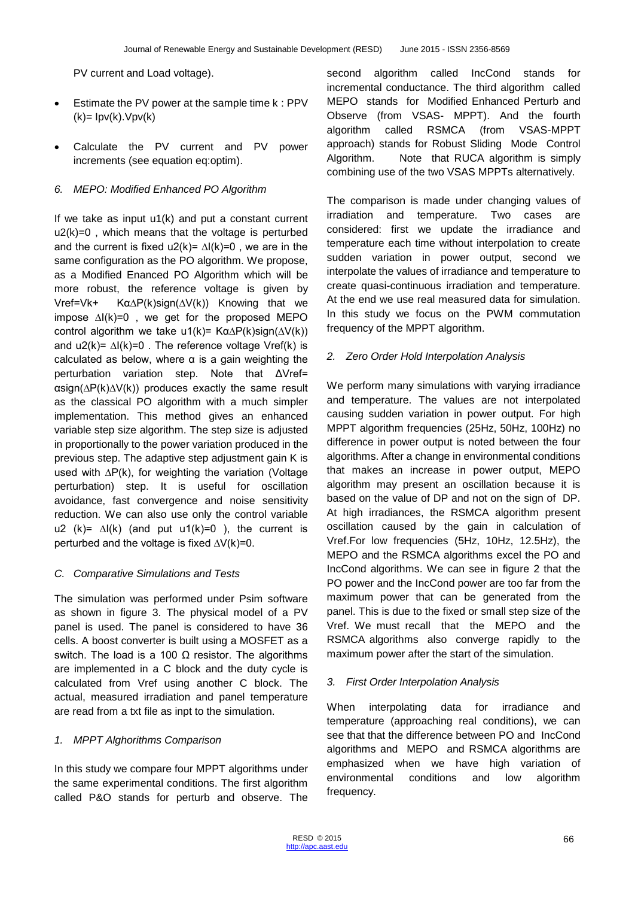PV current and Load voltage).

- Estimate the PV power at the sample time k : PPV (k)= Ipv(k).Vpv(k)
- Calculate the PV current and PV power increments (see equation eq:optim).

### 6. MEPO: Modified Enhanced PO Algorithm

If we take as input u1(k) and put a constant current u2(k)=0 , which means that the voltage is perturbed and the current is fixed u2(k)= $\Delta$I(k)=0 , we are in the same configuration as the PO algorithm. We propose, as a Modified Enanced PO Algorithm which will be more robust, the reference voltage is given by Vref=Vk+ K$\alpha\Delta$P(k)sign($\Delta$V(k)) Knowing that we impose $\Delta$I(k)=0 , we get for the proposed MEPO control algorithm we take u1(k)= K$\alpha\Delta$P(k)sign($\Delta$V(k)) and u2(k)= $\Delta$I(k)=0 . The reference voltage Vref(k) is calculated as below, where $\alpha$ is a gain weighting the perturbation variation step. Note that $\Delta$Vref= $\alpha$sign($\Delta$P(k)$\Delta$V(k)) produces exactly the same result as the classical PO algorithm with a much simpler implementation. This method gives an enhanced variable step size algorithm. The step size is adjusted in proportionally to the power variation produced in the previous step. The adaptive step adjustment gain K is used with $\Delta$P(k), for weighting the variation (Voltage perturbation) step. It is useful for oscillation avoidance, fast convergence and noise sensitivity reduction. We can also use only the control variable u2 (k)= $\Delta$I(k) (and put u1(k)=0 ), the current is perturbed and the voltage is fixed $\Delta$V(k)=0.

## C. Comparative Simulations and Tests

The simulation was performed under Psim software as shown in figure 3. The physical model of a PV panel is used. The panel is considered to have 36 cells. A boost converter is built using a MOSFET as a switch. The load is a 100 Ω resistor. The algorithms are implemented in a C block and the duty cycle is calculated from Vref using another C block. The actual, measured irradiation and panel temperature are read from a txt file as inpt to the simulation.

### 1. MPPT Alghorithms Comparison

In this study we compare four MPPT algorithms under the same experimental conditions. The first algorithm called P&O stands for perturb and observe. The second algorithm called IncCond stands for incremental conductance. The third algorithm called MEPO stands for Modified Enhanced Perturb and Observe (from VSAS- MPPT). And the fourth algorithm called RSMCA (from VSAS-MPPT approach) stands for Robust Sliding Mode Control Algorithm. Note that RUCA algorithm is simply combining use of the two VSAS MPPTs alternatively.

The comparison is made under changing values of irradiation and temperature. Two cases are considered: first we update the irradiance and temperature each time without interpolation to create sudden variation in power output, second we interpolate the values of irradiance and temperature to create quasi-continuous irradiation and temperature. At the end we use real measured data for simulation. In this study we focus on the PWM commutation frequency of the MPPT algorithm.

### 2. Zero Order Hold Interpolation Analysis

We perform many simulations with varying irradiance and temperature. The values are not interpolated causing sudden variation in power output. For high MPPT algorithm frequencies (25Hz, 50Hz, 100Hz) no difference in power output is noted between the four algorithms. After a change in environmental conditions that makes an increase in power output, MEPO algorithm may present an oscillation because it is based on the value of DP and not on the sign of DP. At high irradiances, the RSMCA algorithm present oscillation caused by the gain in calculation of Vref.For low frequencies (5Hz, 10Hz, 12.5Hz), the MEPO and the RSMCA algorithms excel the PO and IncCond algorithms. We can see in figure 2 that the PO power and the IncCond power are too far from the maximum power that can be generated from the panel. This is due to the fixed or small step size of the Vref. We must recall that the MEPO and the RSMCA algorithms also converge rapidly to the maximum power after the start of the simulation.

### 3. First Order Interpolation Analysis

When interpolating data for irradiance and temperature (approaching real conditions), we can see that that the difference between PO and IncCond algorithms and MEPO and RSMCA algorithms are emphasized when we have high variation of environmental conditions and low algorithm frequency.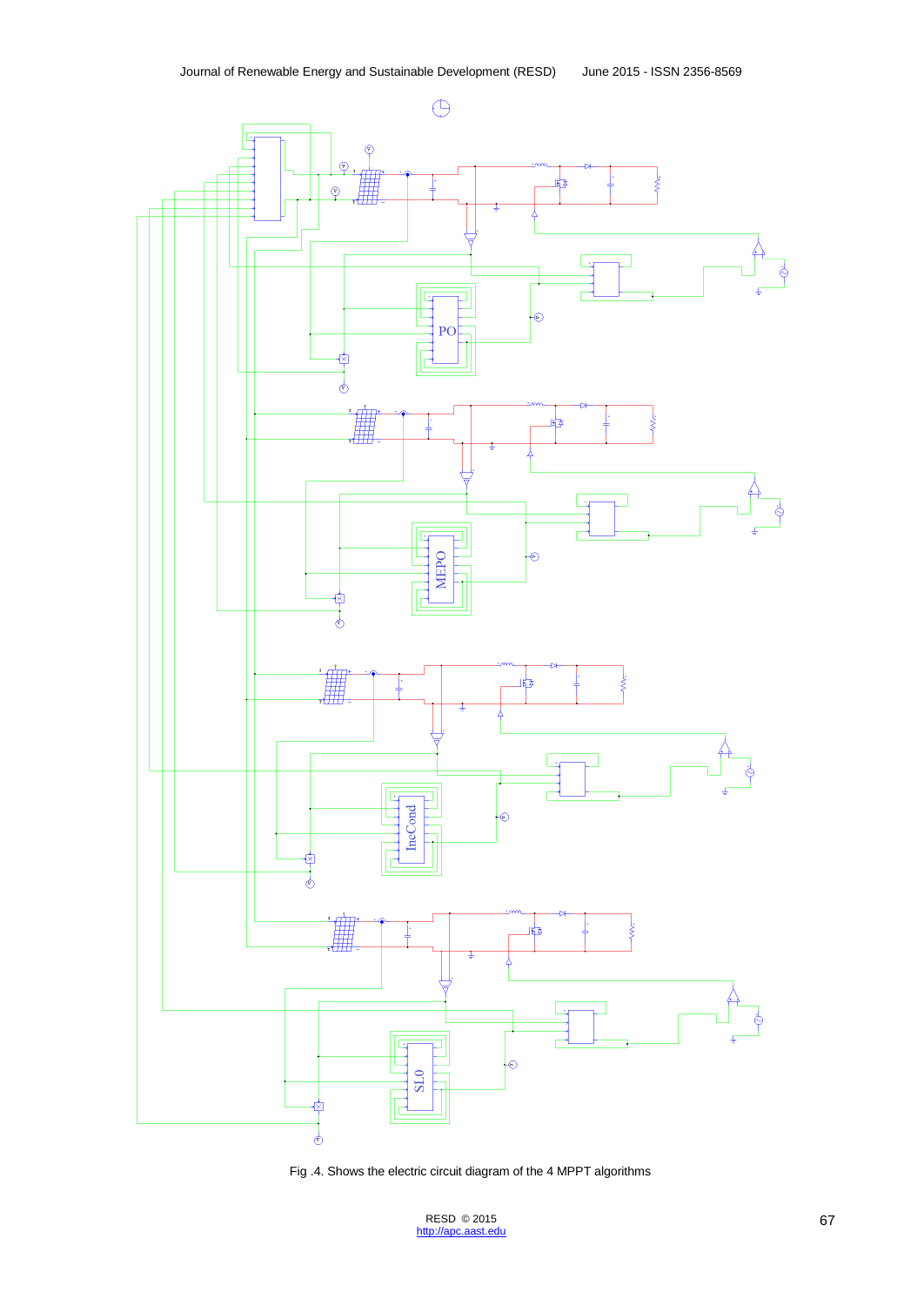Fig .4. Shows the electric circuit diagram of the 4 MPPT algorithms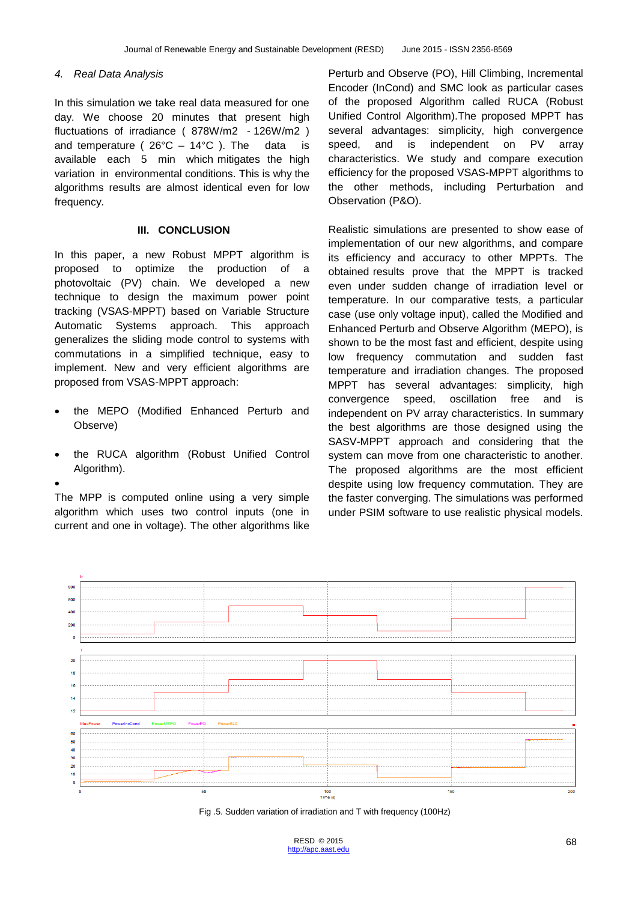*4. Real Data Analysis*

In this simulation we take real data measured for one day. We choose 20 minutes that present high fluctuations of irradiance ( 878W/m2 - 126W/m2 ) and temperature ( 26°C – 14°C ). The data is available each 5 min which mitigates the high variation in environmental conditions. This is why the algorithms results are almost identical even for low frequency.

## III. CONCLUSION

In this paper, a new Robust MPPT algorithm is proposed to optimize the production of a photovoltaic (PV) chain. We developed a new technique to design the maximum power point tracking (VSAS-MPPT) based on Variable Structure Automatic Systems approach. This approach generalizes the sliding mode control to systems with commutations in a simplified technique, easy to implement. New and very efficient algorithms are proposed from VSAS-MPPT approach:

- the MEPO (Modified Enhanced Perturb and Observe)
- the RUCA algorithm (Robust Unified Control Algorithm).
-

The MPP is computed online using a very simple algorithm which uses two control inputs (one in current and one in voltage). The other algorithms like Perturb and Observe (PO), Hill Climbing, Incremental Encoder (InCond) and SMC look as particular cases of the proposed Algorithm called RUCA (Robust Unified Control Algorithm).The proposed MPPT has several advantages: simplicity, high convergence speed, and is independent on PV array characteristics. We study and compare execution efficiency for the proposed VSAS-MPPT algorithms to the other methods, including Perturbation and Observation (P&O).

Realistic simulations are presented to show ease of implementation of our new algorithms, and compare its efficiency and accuracy to other MPPTs. The obtained results prove that the MPPT is tracked even under sudden change of irradiation level or temperature. In our comparative tests, a particular case (use only voltage input), called the Modified and Enhanced Perturb and Observe Algorithm (MEPO), is shown to be the most fast and efficient, despite using low frequency commutation and sudden fast temperature and irradiation changes. The proposed MPPT has several advantages: simplicity, high convergence speed, oscillation free and is independent on PV array characteristics. In summary the best algorithms are those designed using the SASV-MPPT approach and considering that the system can move from one characteristic to another. The proposed algorithms are the most efficient despite using low frequency commutation. They are the faster converging. The simulations was performed under PSIM software to use realistic physical models.

Fig .5. Sudden variation of irradiation and T with frequency (100Hz)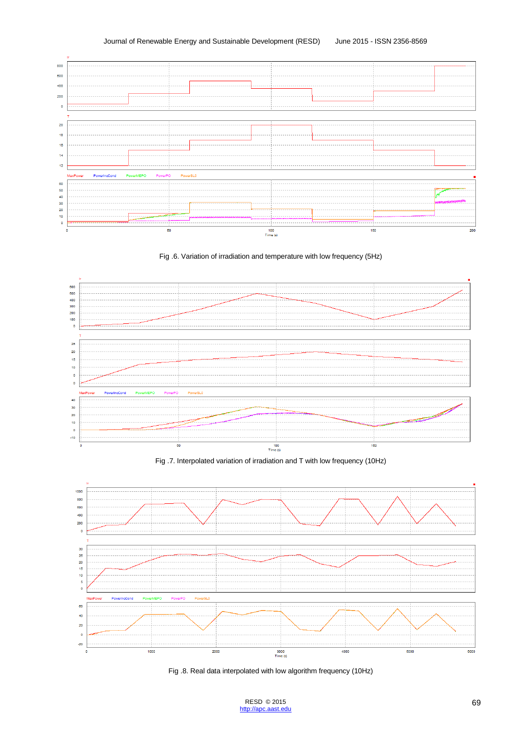Fig .6. Variation of irradiation and temperature with low frequency (5Hz)

Fig .7. Interpolated variation of irradiation and T with low frequency (10Hz)

Fig .8. Real data interpolated with low algorithm frequency (10Hz)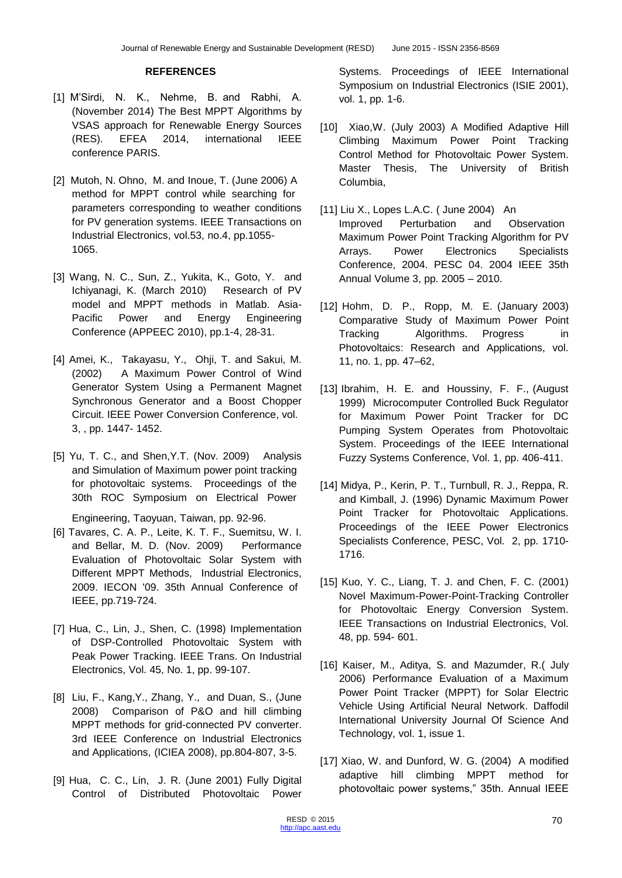**REFERENCES**

[1] M'Sirdi, N. K., Nehme, B. and Rabhi, A. (November 2014) The Best MPPT Algorithms by VSAS approach for Renewable Energy Sources (RES). EFEA 2014, international IEEE conference PARIS.

[2] Mutoh, N. Ohno, M. and Inoue, T. (June 2006) A method for MPPT control while searching for parameters corresponding to weather conditions for PV generation systems. IEEE Transactions on Industrial Electronics, vol.53, no.4, pp.1055-1065.

[3] Wang, N. C., Sun, Z., Yukita, K., Goto, Y. and Ichiyanagi, K. (March 2010) Research of PV model and MPPT methods in Matlab. Asia-Pacific Power and Energy Engineering Conference (APPEEC 2010), pp.1-4, 28-31.

[4] Amei, K., Takayasu, Y., Ohji, T. and Sakui, M. (2002) A Maximum Power Control of Wind Generator System Using a Permanent Magnet Synchronous Generator and a Boost Chopper Circuit. IEEE Power Conversion Conference, vol. 3, , pp. 1447- 1452.

[5] Yu, T. C., and Shen,Y.T. (Nov. 2009) Analysis and Simulation of Maximum power point tracking for photovoltaic systems. Proceedings of the 30th ROC Symposium on Electrical Power Engineering, Taoyuan, Taiwan, pp. 92-96.

[6] Tavares, C. A. P., Leite, K. T. F., Suemitsu, W. I. and Bellar, M. D. (Nov. 2009) Performance Evaluation of Photovoltaic Solar System with Different MPPT Methods, Industrial Electronics, 2009. IECON '09. 35th Annual Conference of IEEE, pp.719-724.

[7] Hua, C., Lin, J., Shen, C. (1998) Implementation of DSP-Controlled Photovoltaic System with Peak Power Tracking. IEEE Trans. On Industrial Electronics, Vol. 45, No. 1, pp. 99-107.

[8] Liu, F., Kang,Y., Zhang, Y., and Duan, S., (June 2008) Comparison of P&O and hill climbing MPPT methods for grid-connected PV converter. 3rd IEEE Conference on Industrial Electronics and Applications, (ICIEA 2008), pp.804-807, 3-5.

[9] Hua, C. C., Lin, J. R. (June 2001) Fully Digital Control of Distributed Photovoltaic Power Systems. Proceedings of IEEE International Symposium on Industrial Electronics (ISIE 2001), vol. 1, pp. 1-6.

[10] Xiao,W. (July 2003) A Modified Adaptive Hill Climbing Maximum Power Point Tracking Control Method for Photovoltaic Power System. Master Thesis, The University of British Columbia,

[11] Liu X., Lopes L.A.C. ( June 2004) An Improved Perturbation and Observation Maximum Power Point Tracking Algorithm for PV Arrays. Power Electronics Specialists Conference, 2004. PESC 04. 2004 IEEE 35th Annual Volume 3, pp. 2005 – 2010.

[12] Hohm, D. P., Ropp, M. E. (January 2003) Comparative Study of Maximum Power Point Tracking Algorithms. Progress in Photovoltaics: Research and Applications, vol. 11, no. 1, pp. 47–62,

[13] Ibrahim, H. E. and Houssiny, F. F., (August 1999) Microcomputer Controlled Buck Regulator for Maximum Power Point Tracker for DC Pumping System Operates from Photovoltaic System. Proceedings of the IEEE International Fuzzy Systems Conference, Vol. 1, pp. 406-411.

[14] Midya, P., Kerin, P. T., Turnbull, R. J., Reppa, R. and Kimball, J. (1996) Dynamic Maximum Power Point Tracker for Photovoltaic Applications. Proceedings of the IEEE Power Electronics Specialists Conference, PESC, Vol. 2, pp. 1710-1716.

[15] Kuo, Y. C., Liang, T. J. and Chen, F. C. (2001) Novel Maximum-Power-Point-Tracking Controller for Photovoltaic Energy Conversion System. IEEE Transactions on Industrial Electronics, Vol. 48, pp. 594- 601.

[16] Kaiser, M., Aditya, S. and Mazumder, R.( July 2006) Performance Evaluation of a Maximum Power Point Tracker (MPPT) for Solar Electric Vehicle Using Artificial Neural Network. Daffodil International University Journal Of Science And Technology, vol. 1, issue 1.

[17] Xiao, W. and Dunford, W. G. (2004) A modified adaptive hill climbing MPPT method for photovoltaic power systems," 35th. Annual IEEE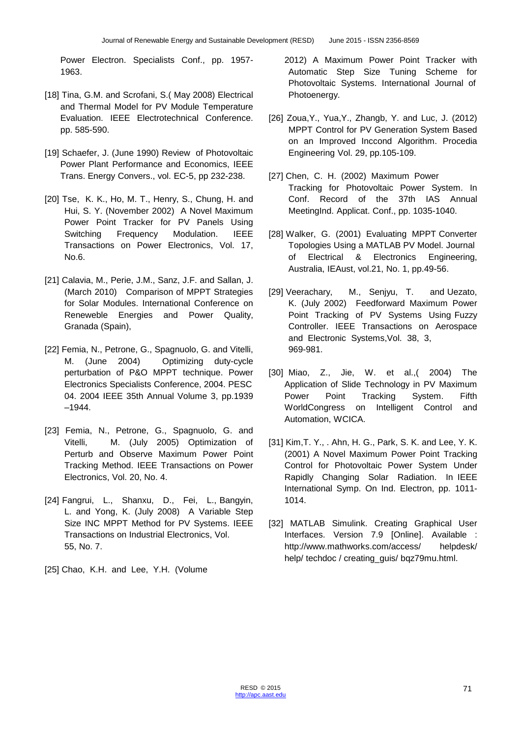Power Electron. Specialists Conf., pp. 1957-1963.

[18] Tina, G.M. and Scrofani, S.( May 2008) Electrical and Thermal Model for PV Module Temperature Evaluation. IEEE Electrotechnical Conference. pp. 585-590.

[19] Schaefer, J. (June 1990) Review of Photovoltaic Power Plant Performance and Economics, IEEE Trans. Energy Convers., vol. EC-5, pp 232-238.

[20] Tse, K. K., Ho, M. T., Henry, S., Chung, H. and Hui, S. Y. (November 2002) A Novel Maximum Power Point Tracker for PV Panels Using Switching Frequency Modulation. IEEE Transactions on Power Electronics, Vol. 17, No.6.

[21] Calavia, M., Perie, J.M., Sanz, J.F. and Sallan, J. (March 2010) Comparison of MPPT Strategies for Solar Modules. International Conference on Reneweble Energies and Power Quality, Granada (Spain),

[22] Femia, N., Petrone, G., Spagnuolo, G. and Vitelli, M. (June 2004) Optimizing duty-cycle perturbation of P&O MPPT technique. Power Electronics Specialists Conference, 2004. PESC 04. 2004 IEEE 35th Annual Volume 3, pp.1939 –1944.

[23] Femia, N., Petrone, G., Spagnuolo, G. and Vitelli, M. (July 2005) Optimization of Perturb and Observe Maximum Power Point Tracking Method. IEEE Transactions on Power Electronics, Vol. 20, No. 4.

[24] Fangrui, L., Shanxu, D., Fei, L., Bangyin, L. and Yong, K. (July 2008) A Variable Step Size INC MPPT Method for PV Systems. IEEE Transactions on Industrial Electronics, Vol. 55, No. 7.

[25] Chao, K.H. and Lee, Y.H. (Volume 2012) A Maximum Power Point Tracker with Automatic Step Size Tuning Scheme for Photovoltaic Systems. International Journal of Photoenergy.

[26] Zoua,Y., Yua,Y., Zhangb, Y. and Luc, J. (2012) MPPT Control for PV Generation System Based on an Improved Inccond Algorithm. Procedia Engineering Vol. 29, pp.105-109.

[27] Chen, C. H. (2002) Maximum Power Tracking for Photovoltaic Power System. In Conf. Record of the 37th IAS Annual MeetingInd. Applicat. Conf., pp. 1035-1040.

[28] Walker, G. (2001) Evaluating MPPT Converter Topologies Using a MATLAB PV Model. Journal of Electrical & Electronics Engineering, Australia, IEAust, vol.21, No. 1, pp.49-56.

[29] Veerachary, M., Senjyu, T. and Uezato, K. (July 2002) Feedforward Maximum Power Point Tracking of PV Systems Using Fuzzy Controller. IEEE Transactions on Aerospace and Electronic Systems,Vol. 38, 3, 969-981.

[30] Miao, Z., Jie, W. et al.,( 2004) The Application of Slide Technology in PV Maximum Power Point Tracking System. Fifth WorldCongress on Intelligent Control and Automation, WCICA.

[31] Kim,T. Y., . Ahn, H. G., Park, S. K. and Lee, Y. K. (2001) A Novel Maximum Power Point Tracking Control for Photovoltaic Power System Under Rapidly Changing Solar Radiation. In IEEE International Symp. On Ind. Electron, pp. 1011-1014.

[32] MATLAB Simulink. Creating Graphical User Interfaces. Version 7.9 [Online]. Available : http://www.mathworks.com/access/ helpdesk/ help/ techdoc / creating_guis/ bqz79mu.html.